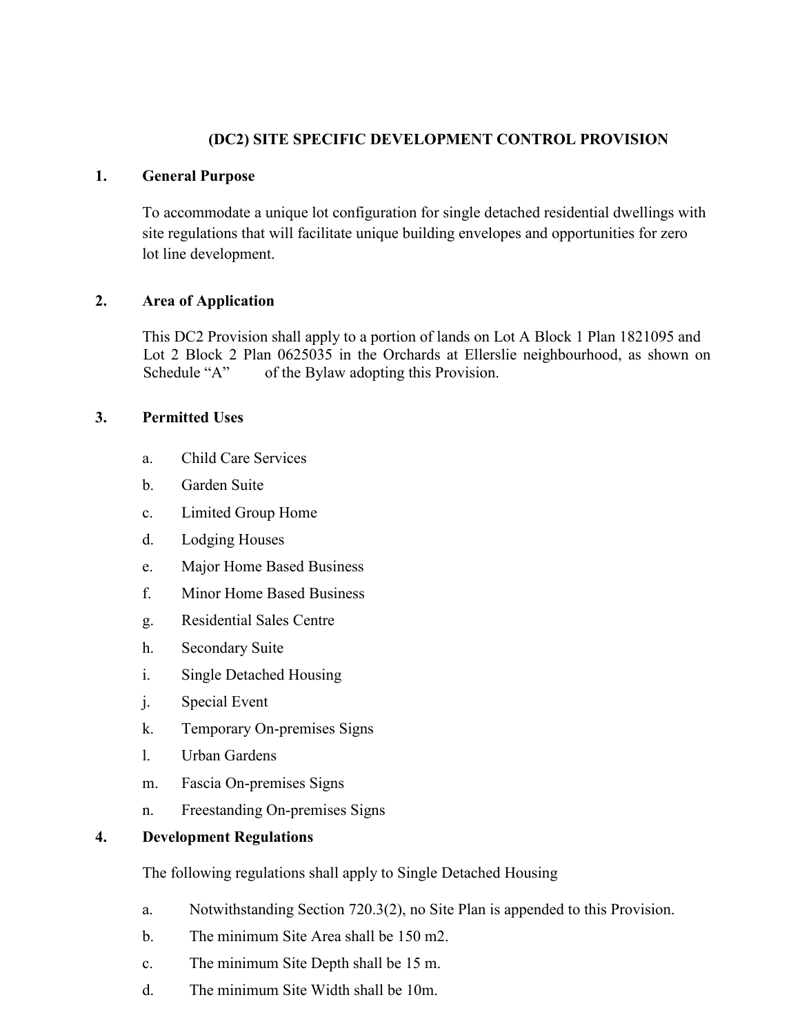# (DC2) SITE SPECIFIC DEVELOPMENT CONTROL PROVISION

## 1. General Purpose

To accommodate a unique lot configuration for single detached residential dwellings with site regulations that will facilitate unique building envelopes and opportunities for zero lot line development.

## 2. Area of Application

This DC2 Provision shall apply to a portion of lands on Lot A Block 1 Plan 1821095 and Lot 2 Block 2 Plan 0625035 in the Orchards at Ellerslie neighbourhood, as shown on Schedule "A" of the Bylaw adopting this Provision.

## 3. Permitted Uses

a. Child Care Services
b. Garden Suite
c. Limited Group Home
d. Lodging Houses
e. Major Home Based Business
f. Minor Home Based Business
g. Residential Sales Centre
h. Secondary Suite
i. Single Detached Housing
j. Special Event
k. Temporary On-premises Signs
l. Urban Gardens
m. Fascia On-premises Signs
n. Freestanding On-premises Signs

## 4. Development Regulations

The following regulations shall apply to Single Detached Housing

a. Notwithstanding Section 720.3(2), no Site Plan is appended to this Provision.
b. The minimum Site Area shall be 150 m2.
c. The minimum Site Depth shall be 15 m.
d. The minimum Site Width shall be 10m.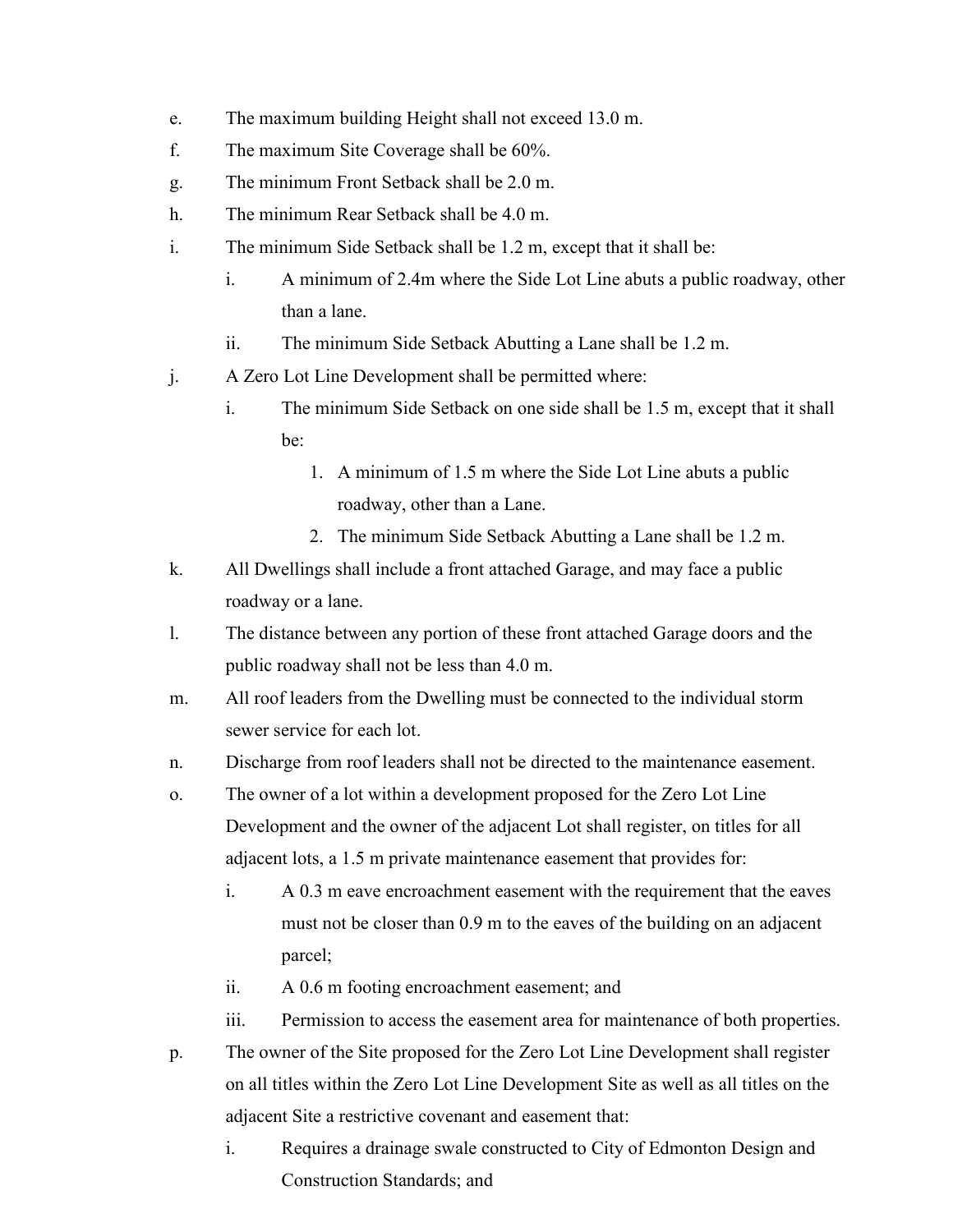e. The maximum building Height shall not exceed 13.0 m.

f. The maximum Site Coverage shall be 60%.

g. The minimum Front Setback shall be 2.0 m.

h. The minimum Rear Setback shall be 4.0 m.

i. The minimum Side Setback shall be 1.2 m, except that it shall be:

   i. A minimum of 2.4m where the Side Lot Line abuts a public roadway, other than a lane.

   ii. The minimum Side Setback Abutting a Lane shall be 1.2 m.

j. A Zero Lot Line Development shall be permitted where:

   i. The minimum Side Setback on one side shall be 1.5 m, except that it shall be:

      1. A minimum of 1.5 m where the Side Lot Line abuts a public roadway, other than a Lane.
      2. The minimum Side Setback Abutting a Lane shall be 1.2 m.

k. All Dwellings shall include a front attached Garage, and may face a public roadway or a lane.

l. The distance between any portion of these front attached Garage doors and the public roadway shall not be less than 4.0 m.

m. All roof leaders from the Dwelling must be connected to the individual storm sewer service for each lot.

n. Discharge from roof leaders shall not be directed to the maintenance easement.

o. The owner of a lot within a development proposed for the Zero Lot Line Development and the owner of the adjacent Lot shall register, on titles for all adjacent lots, a 1.5 m private maintenance easement that provides for:

   i. A 0.3 m eave encroachment easement with the requirement that the eaves must not be closer than 0.9 m to the eaves of the building on an adjacent parcel;

   ii. A 0.6 m footing encroachment easement; and

   iii. Permission to access the easement area for maintenance of both properties.

p. The owner of the Site proposed for the Zero Lot Line Development shall register on all titles within the Zero Lot Line Development Site as well as all titles on the adjacent Site a restrictive covenant and easement that:

   i. Requires a drainage swale constructed to City of Edmonton Design and Construction Standards; and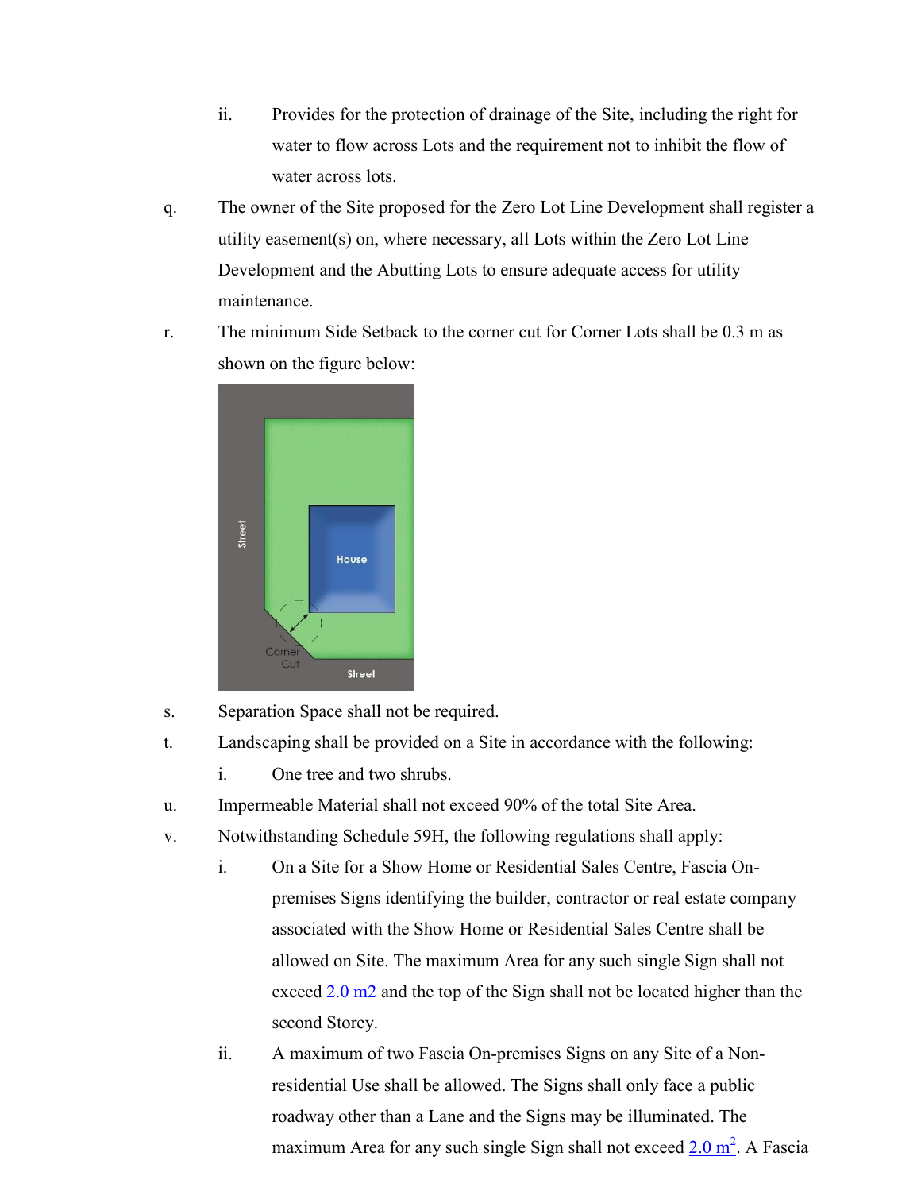ii. Provides for the protection of drainage of the Site, including the right for water to flow across Lots and the requirement not to inhibit the flow of water across lots.

q. The owner of the Site proposed for the Zero Lot Line Development shall register a utility easement(s) on, where necessary, all Lots within the Zero Lot Line Development and the Abutting Lots to ensure adequate access for utility maintenance.

r. The minimum Side Setback to the corner cut for Corner Lots shall be 0.3 m as shown on the figure below:

s. Separation Space shall not be required.

t. Landscaping shall be provided on a Site in accordance with the following:

i. One tree and two shrubs.

u. Impermeable Material shall not exceed 90% of the total Site Area.

v. Notwithstanding Schedule 59H, the following regulations shall apply:

i. On a Site for a Show Home or Residential Sales Centre, Fascia On-premises Signs identifying the builder, contractor or real estate company associated with the Show Home or Residential Sales Centre shall be allowed on Site. The maximum Area for any such single Sign shall not exceed 2.0 m2 and the top of the Sign shall not be located higher than the second Storey.

ii. A maximum of two Fascia On-premises Signs on any Site of a Non-residential Use shall be allowed. The Signs shall only face a public roadway other than a Lane and the Signs may be illuminated. The maximum Area for any such single Sign shall not exceed 2.0 $m^2$. A Fascia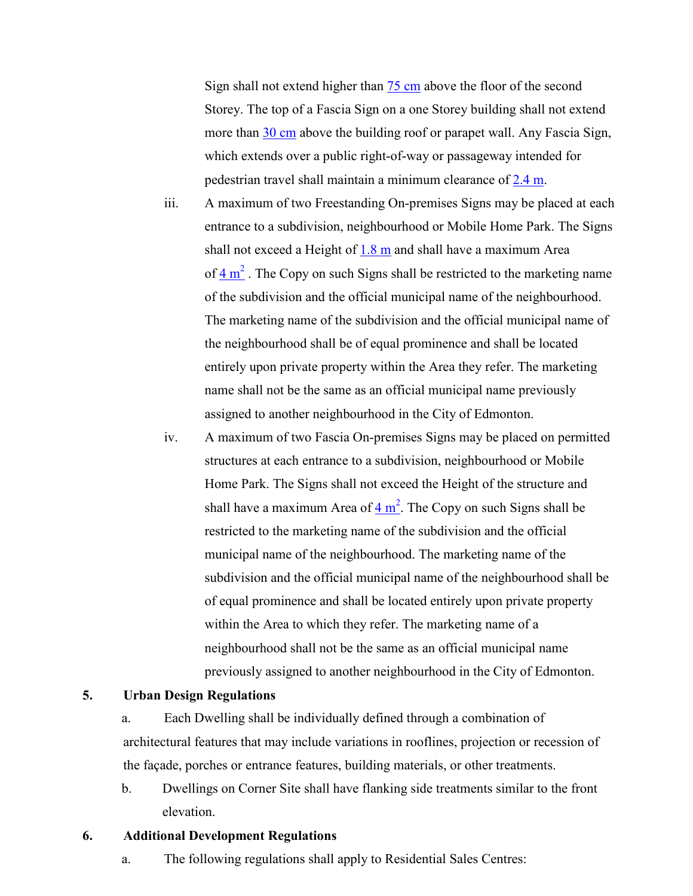Sign shall not extend higher than 75 cm above the floor of the second Storey. The top of a Fascia Sign on a one Storey building shall not extend more than 30 cm above the building roof or parapet wall. Any Fascia Sign, which extends over a public right-of-way or passageway intended for pedestrian travel shall maintain a minimum clearance of 2.4 m.

iii. A maximum of two Freestanding On-premises Signs may be placed at each entrance to a subdivision, neighbourhood or Mobile Home Park. The Signs shall not exceed a Height of 1.8 m and shall have a maximum Area of $4\ m^2$ . The Copy on such Signs shall be restricted to the marketing name of the subdivision and the official municipal name of the neighbourhood. The marketing name of the subdivision and the official municipal name of the neighbourhood shall be of equal prominence and shall be located entirely upon private property within the Area they refer. The marketing name shall not be the same as an official municipal name previously assigned to another neighbourhood in the City of Edmonton.

iv. A maximum of two Fascia On-premises Signs may be placed on permitted structures at each entrance to a subdivision, neighbourhood or Mobile Home Park. The Signs shall not exceed the Height of the structure and shall have a maximum Area of $4\ m^2$. The Copy on such Signs shall be restricted to the marketing name of the subdivision and the official municipal name of the neighbourhood. The marketing name of the subdivision and the official municipal name of the neighbourhood shall be of equal prominence and shall be located entirely upon private property within the Area to which they refer. The marketing name of a neighbourhood shall not be the same as an official municipal name previously assigned to another neighbourhood in the City of Edmonton.

**5. Urban Design Regulations**

a. Each Dwelling shall be individually defined through a combination of architectural features that may include variations in rooflines, projection or recession of the façade, porches or entrance features, building materials, or other treatments.

b. Dwellings on Corner Site shall have flanking side treatments similar to the front elevation.

**6. Additional Development Regulations**

a. The following regulations shall apply to Residential Sales Centres: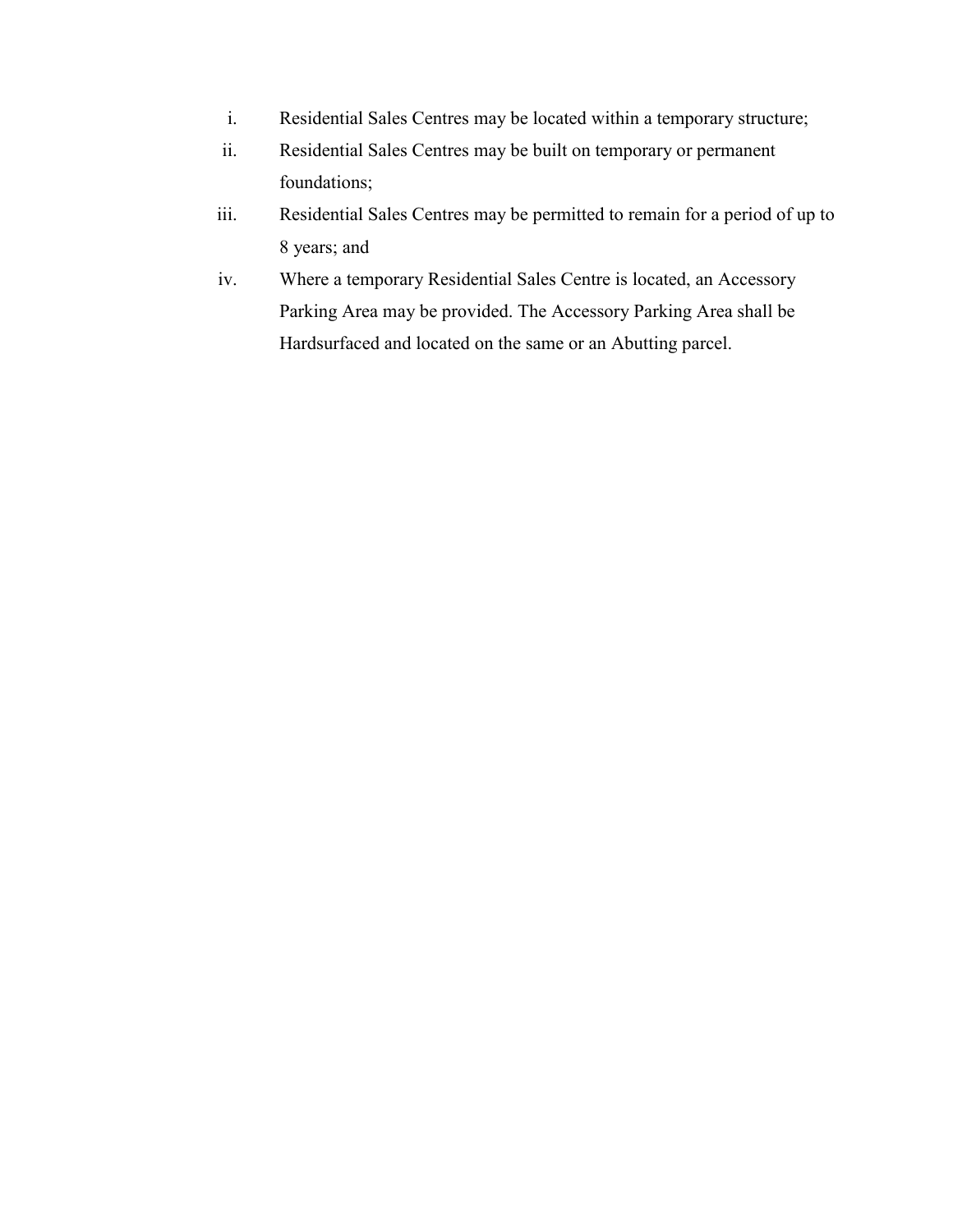i. Residential Sales Centres may be located within a temporary structure;

ii. Residential Sales Centres may be built on temporary or permanent foundations;

iii. Residential Sales Centres may be permitted to remain for a period of up to 8 years; and

iv. Where a temporary Residential Sales Centre is located, an Accessory Parking Area may be provided. The Accessory Parking Area shall be Hardsurfaced and located on the same or an Abutting parcel.